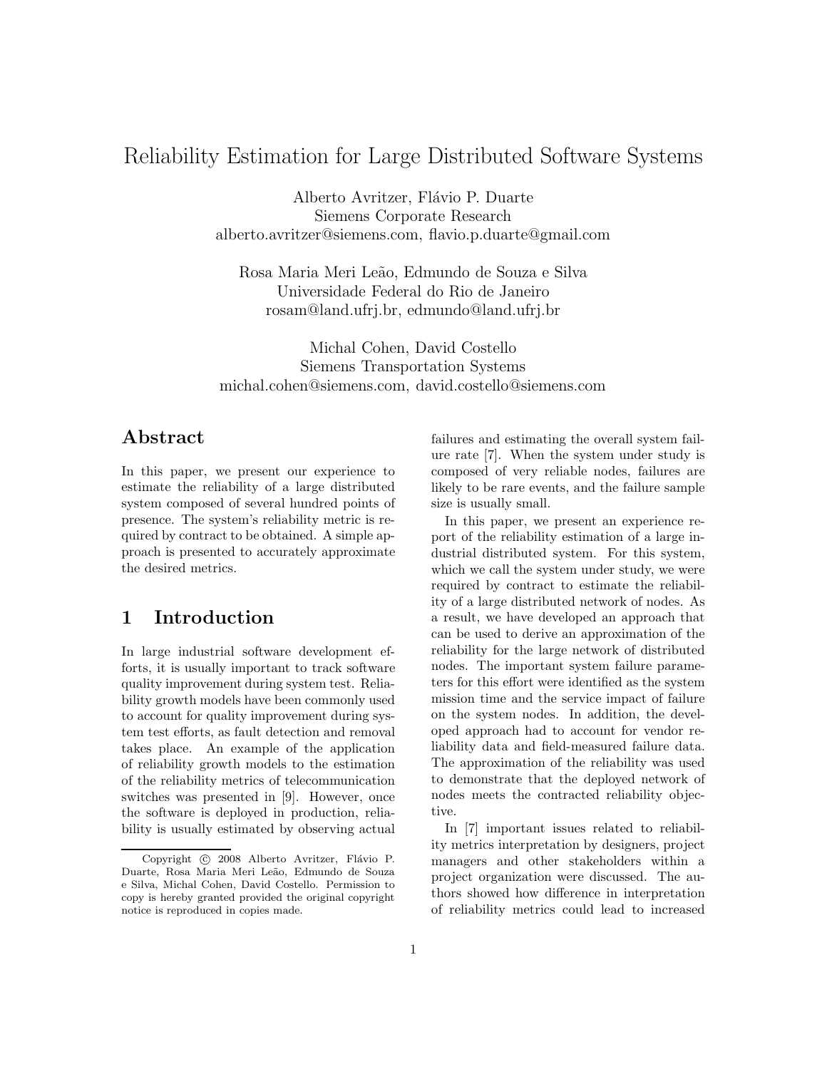# Reliability Estimation for Large Distributed Software Systems

Alberto Avritzer, Flávio P. Duarte
Siemens Corporate Research
alberto.avritzer@siemens.com, flavio.p.duarte@gmail.com

Rosa Maria Meri Leão, Edmundo de Souza e Silva
Universidade Federal do Rio de Janeiro
rosam@land.ufrj.br, edmundo@land.ufrj.br

Michal Cohen, David Costello
Siemens Transportation Systems
michal.cohen@siemens.com, david.costello@siemens.com

## Abstract

In this paper, we present our experience to estimate the reliability of a large distributed system composed of several hundred points of presence. The system's reliability metric is required by contract to be obtained. A simple approach is presented to accurately approximate the desired metrics.

## 1 Introduction

In large industrial software development efforts, it is usually important to track software quality improvement during system test. Reliability growth models have been commonly used to account for quality improvement during system test efforts, as fault detection and removal takes place. An example of the application of reliability growth models to the estimation of the reliability metrics of telecommunication switches was presented in [9]. However, once the software is deployed in production, reliability is usually estimated by observing actual failures and estimating the overall system failure rate [7]. When the system under study is composed of very reliable nodes, failures are likely to be rare events, and the failure sample size is usually small.

In this paper, we present an experience report of the reliability estimation of a large industrial distributed system. For this system, which we call the system under study, we were required by contract to estimate the reliability of a large distributed network of nodes. As a result, we have developed an approach that can be used to derive an approximation of the reliability for the large network of distributed nodes. The important system failure parameters for this effort were identified as the system mission time and the service impact of failure on the system nodes. In addition, the developed approach had to account for vendor reliability data and field-measured failure data. The approximation of the reliability was used to demonstrate that the deployed network of nodes meets the contracted reliability objective.

In [7] important issues related to reliability metrics interpretation by designers, project managers and other stakeholders within a project organization were discussed. The authors showed how difference in interpretation of reliability metrics could lead to increased

Copyright © 2008 Alberto Avritzer, Flávio P. Duarte, Rosa Maria Meri Leão, Edmundo de Souza e Silva, Michal Cohen, David Costello. Permission to copy is hereby granted provided the original copyright notice is reproduced in copies made.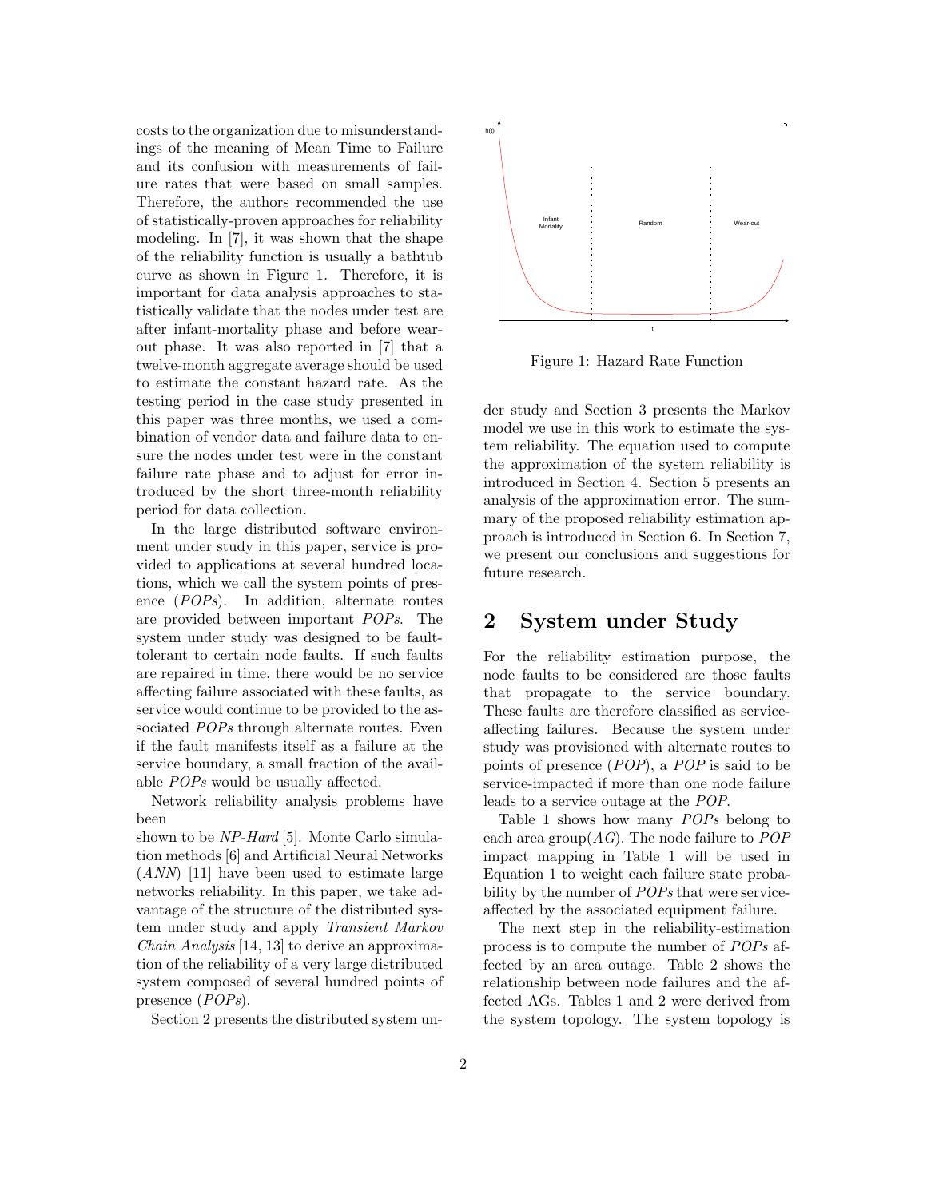costs to the organization due to misunderstandings of the meaning of Mean Time to Failure and its confusion with measurements of failure rates that were based on small samples. Therefore, the authors recommended the use of statistically-proven approaches for reliability modeling. In [7], it was shown that the shape of the reliability function is usually a bathtub curve as shown in Figure 1. Therefore, it is important for data analysis approaches to statistically validate that the nodes under test are after infant-mortality phase and before wear-out phase. It was also reported in [7] that a twelve-month aggregate average should be used to estimate the constant hazard rate. As the testing period in the case study presented in this paper was three months, we used a combination of vendor data and failure data to ensure the nodes under test were in the constant failure rate phase and to adjust for error introduced by the short three-month reliability period for data collection.

In the large distributed software environment under study in this paper, service is provided to applications at several hundred locations, which we call the system points of presence (*POPs*). In addition, alternate routes are provided between important *POPs*. The system under study was designed to be fault-tolerant to certain node faults. If such faults are repaired in time, there would be no service affecting failure associated with these faults, as service would continue to be provided to the associated *POPs* through alternate routes. Even if the fault manifests itself as a failure at the service boundary, a small fraction of the available *POPs* would be usually affected.

Network reliability analysis problems have been shown to be *NP-Hard* [5]. Monte Carlo simulation methods [6] and Artificial Neural Networks (*ANN*) [11] have been used to estimate large networks reliability. In this paper, we take advantage of the structure of the distributed system under study and apply *Transient Markov Chain Analysis* [14, 13] to derive an approximation of the reliability of a very large distributed system composed of several hundred points of presence (*POPs*).

Section 2 presents the distributed system under study and Section 3 presents the Markov model we use in this work to estimate the system reliability. The equation used to compute the approximation of the system reliability is introduced in Section 4. Section 5 presents an analysis of the approximation error. The summary of the proposed reliability estimation approach is introduced in Section 6. In Section 7, we present our conclusions and suggestions for future research.

Figure 1: Hazard Rate Function

## 2 System under Study

For the reliability estimation purpose, the node faults to be considered are those faults that propagate to the service boundary. These faults are therefore classified as service-affecting failures. Because the system under study was provisioned with alternate routes to points of presence (*POP*), a *POP* is said to be service-impacted if more than one node failure leads to a service outage at the *POP*.

Table 1 shows how many *POPs* belong to each area group($AG$). The node failure to *POP* impact mapping in Table 1 will be used in Equation 1 to weight each failure state probability by the number of *POPs* that were service-affected by the associated equipment failure.

The next step in the reliability-estimation process is to compute the number of *POPs* affected by an area outage. Table 2 shows the relationship between node failures and the affected AGs. Tables 1 and 2 were derived from the system topology. The system topology is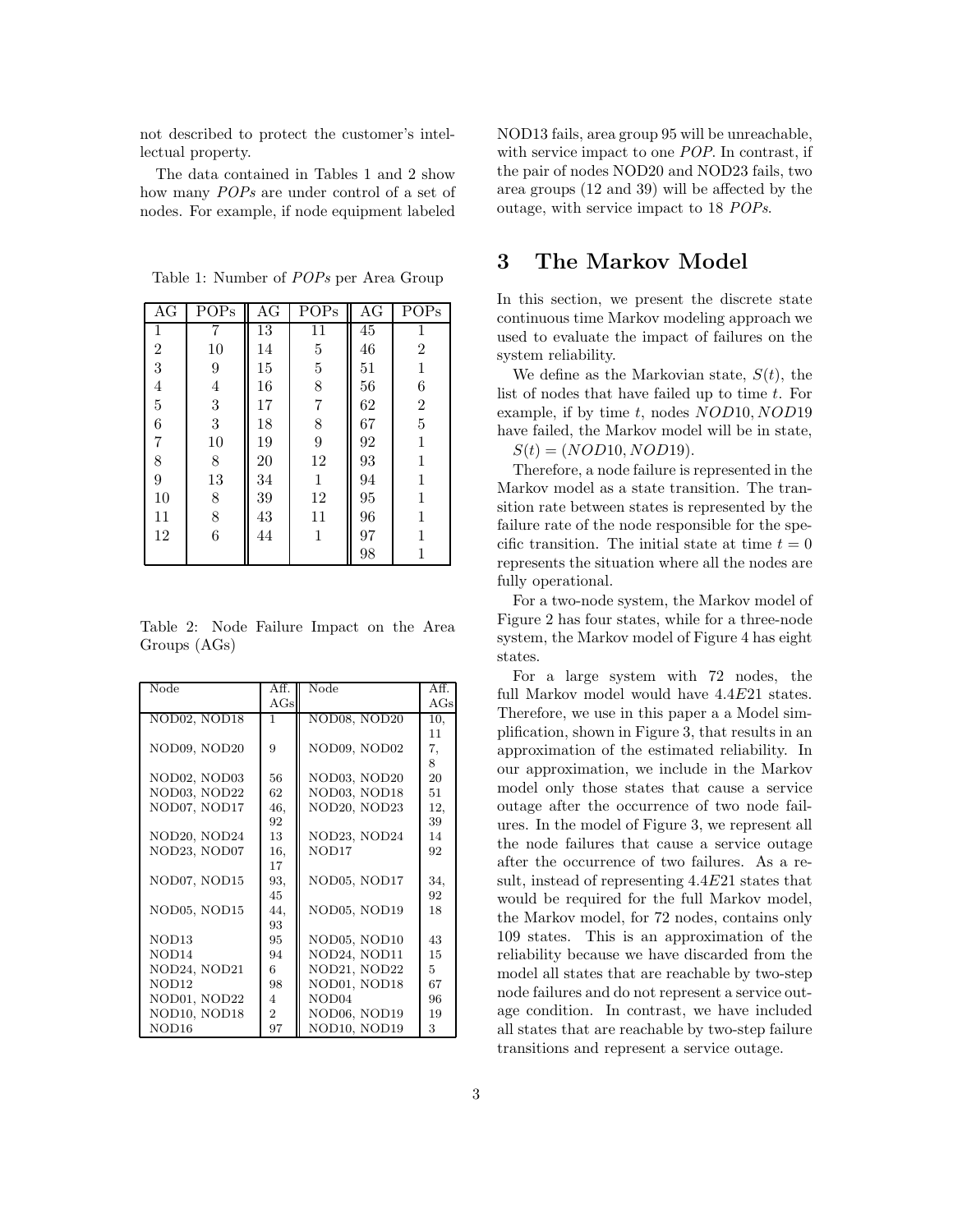not described to protect the customer's intellectual property.

The data contained in Tables 1 and 2 show how many *POPs* are under control of a set of nodes. For example, if node equipment labeled NOD13 fails, area group 95 will be unreachable, with service impact to one *POP*. In contrast, if the pair of nodes NOD20 and NOD23 fails, two area groups (12 and 39) will be affected by the outage, with service impact to 18 *POPs*.

Table 1: Number of *POPs* per Area Group

| AG | POPs | AG | POPs | AG | POPs |
|---|---|---|---|---|---|
| 1 | 7 | 13 | 11 | 45 | 1 |
| 2 | 10 | 14 | 5 | 46 | 2 |
| 3 | 9 | 15 | 5 | 51 | 1 |
| 4 | 4 | 16 | 8 | 56 | 6 |
| 5 | 3 | 17 | 7 | 62 | 2 |
| 6 | 3 | 18 | 8 | 67 | 5 |
| 7 | 10 | 19 | 9 | 92 | 1 |
| 8 | 8 | 20 | 12 | 93 | 1 |
| 9 | 13 | 34 | 1 | 94 | 1 |
| 10 | 8 | 39 | 12 | 95 | 1 |
| 11 | 8 | 43 | 11 | 96 | 1 |
| 12 | 6 | 44 | 1 | 97 | 1 |
| | | | | 98 | 1 |

Table 2: Node Failure Impact on the Area Groups (AGs)

| Node | Aff. AGs | Node | Aff. AGs |
|---|---|---|---|
| NOD02, NOD18 | 1 | NOD08, NOD20 | 10, 11 |
| NOD09, NOD20 | 9 | NOD09, NOD02 | 7, 8 |
| NOD02, NOD03 | 56 | NOD03, NOD20 | 20 |
| NOD03, NOD22 | 62 | NOD03, NOD18 | 51 |
| NOD07, NOD17 | 46, 92 | NOD20, NOD23 | 12, 39 |
| NOD20, NOD24 | 13 | NOD23, NOD24 | 14 |
| NOD23, NOD07 | 16, 17 | NOD17 | 92 |
| NOD07, NOD15 | 93, 45 | NOD05, NOD17 | 34, 92 |
| NOD05, NOD15 | 44, 93 | NOD05, NOD19 | 18 |
| NOD13 | 95 | NOD05, NOD10 | 43 |
| NOD14 | 94 | NOD24, NOD11 | 15 |
| NOD24, NOD21 | 6 | NOD21, NOD22 | 5 |
| NOD12 | 98 | NOD01, NOD18 | 67 |
| NOD01, NOD22 | 4 | NOD04 | 96 |
| NOD10, NOD18 | 2 | NOD06, NOD19 | 19 |
| NOD16 | 97 | NOD10, NOD19 | 3 |

## 3 The Markov Model

In this section, we present the discrete state continuous time Markov modeling approach we used to evaluate the impact of failures on the system reliability.

We define as the Markovian state, $S(t)$, the list of nodes that have failed up to time $t$. For example, if by time $t$, nodes $NOD10, NOD19$ have failed, the Markov model will be in state, $S(t) = (NOD10, NOD19)$.

Therefore, a node failure is represented in the Markov model as a state transition. The transition rate between states is represented by the failure rate of the node responsible for the specific transition. The initial state at time $t = 0$ represents the situation where all the nodes are fully operational.

For a two-node system, the Markov model of Figure 2 has four states, while for a three-node system, the Markov model of Figure 4 has eight states.

For a large system with 72 nodes, the full Markov model would have $4.4E21$ states. Therefore, we use in this paper a a Model simplification, shown in Figure 3, that results in an approximation of the estimated reliability. In our approximation, we include in the Markov model only those states that cause a service outage after the occurrence of two node failures. In the model of Figure 3, we represent all the node failures that cause a service outage after the occurrence of two failures. As a result, instead of representing $4.4E21$ states that would be required for the full Markov model, the Markov model, for 72 nodes, contains only 109 states. This is an approximation of the reliability because we have discarded from the model all states that are reachable by two-step node failures and do not represent a service outage condition. In contrast, we have included all states that are reachable by two-step failure transitions and represent a service outage.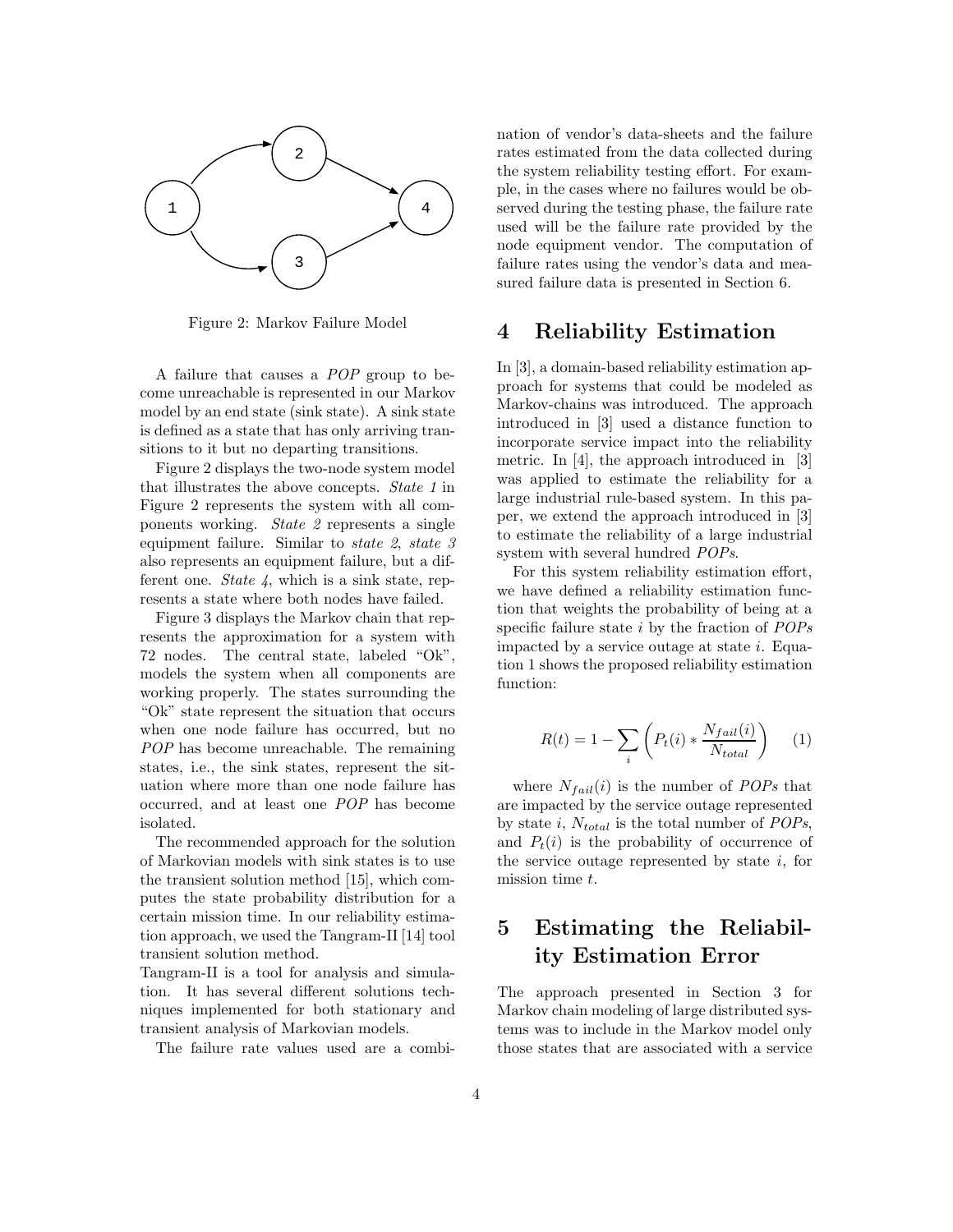Figure 2: Markov Failure Model

A failure that causes a *POP* group to become unreachable is represented in our Markov model by an end state (sink state). A sink state is defined as a state that has only arriving transitions to it but no departing transitions.

Figure 2 displays the two-node system model that illustrates the above concepts. *State 1* in Figure 2 represents the system with all components working. *State 2* represents a single equipment failure. Similar to *state 2*, *state 3* also represents an equipment failure, but a different one. *State 4*, which is a sink state, represents a state where both nodes have failed.

Figure 3 displays the Markov chain that represents the approximation for a system with 72 nodes. The central state, labeled "Ok", models the system when all components are working properly. The states surrounding the "Ok" state represent the situation that occurs when one node failure has occurred, but no *POP* has become unreachable. The remaining states, i.e., the sink states, represent the situation where more than one node failure has occurred, and at least one *POP* has become isolated.

The recommended approach for the solution of Markovian models with sink states is to use the transient solution method [15], which computes the state probability distribution for a certain mission time. In our reliability estimation approach, we used the Tangram-II [14] tool transient solution method.

Tangram-II is a tool for analysis and simulation. It has several different solutions techniques implemented for both stationary and transient analysis of Markovian models.

The failure rate values used are a combination of vendor's data-sheets and the failure rates estimated from the data collected during the system reliability testing effort. For example, in the cases where no failures would be observed during the testing phase, the failure rate used will be the failure rate provided by the node equipment vendor. The computation of failure rates using the vendor's data and measured failure data is presented in Section 6.

# 4 Reliability Estimation

In [3], a domain-based reliability estimation approach for systems that could be modeled as Markov-chains was introduced. The approach introduced in [3] used a distance function to incorporate service impact into the reliability metric. In [4], the approach introduced in [3] was applied to estimate the reliability for a large industrial rule-based system. In this paper, we extend the approach introduced in [3] to estimate the reliability of a large industrial system with several hundred *POPs*.

For this system reliability estimation effort, we have defined a reliability estimation function that weights the probability of being at a specific failure state $i$ by the fraction of *POPs* impacted by a service outage at state $i$. Equation 1 shows the proposed reliability estimation function:

$$R(t) = 1 - \sum_{i} \left( P_t(i) * \frac{N_{fail}(i)}{N_{total}} \right) \quad (1)$$

where $N_{fail}(i)$ is the number of *POPs* that are impacted by the service outage represented by state $i$, $N_{total}$ is the total number of *POPs*, and $P_t(i)$ is the probability of occurrence of the service outage represented by state $i$, for mission time $t$.

# 5 Estimating the Reliability Estimation Error

The approach presented in Section 3 for Markov chain modeling of large distributed systems was to include in the Markov model only those states that are associated with a service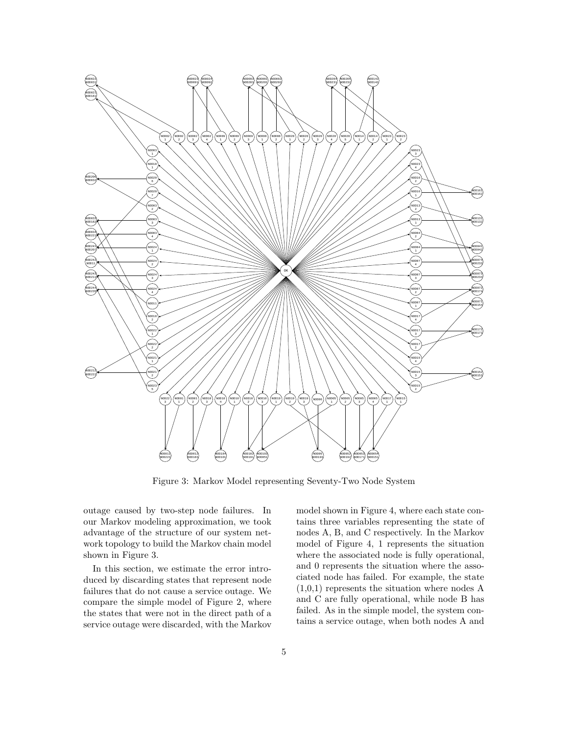Figure 3: Markov Model representing Seventy-Two Node System

outage caused by two-step node failures. In our Markov modeling approximation, we took advantage of the structure of our system network topology to build the Markov chain model shown in Figure 3.

In this section, we estimate the error introduced by discarding states that represent node failures that do not cause a service outage. We compare the simple model of Figure 2, where the states that were not in the direct path of a service outage were discarded, with the Markov model shown in Figure 4, where each state contains three variables representing the state of nodes A, B, and C respectively. In the Markov model of Figure 4, 1 represents the situation where the associated node is fully operational, and 0 represents the situation where the associated node has failed. For example, the state (1,0,1) represents the situation where nodes A and C are fully operational, while node B has failed. As in the simple model, the system contains a service outage, when both nodes A and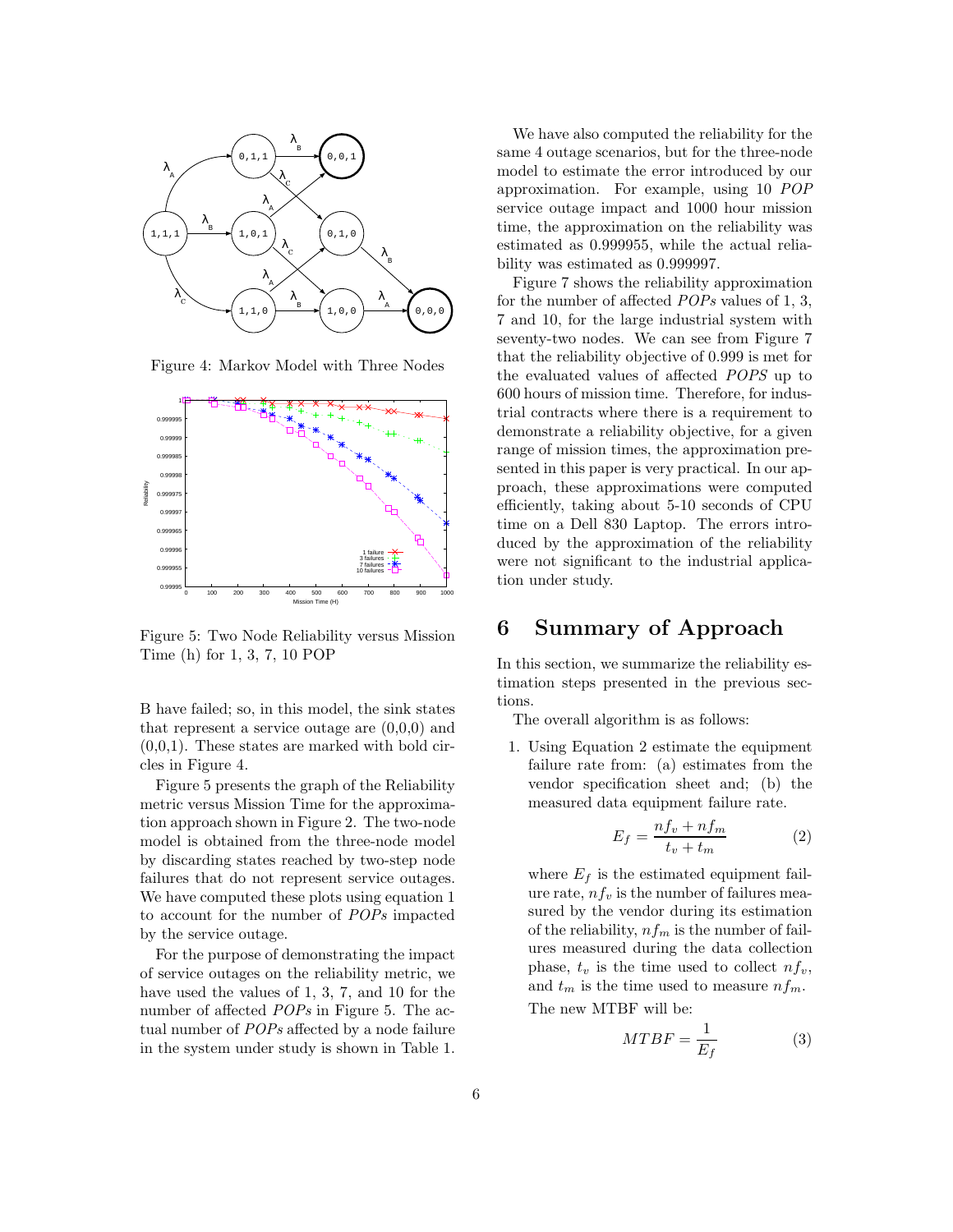Figure 4: Markov Model with Three Nodes

Figure 5: Two Node Reliability versus Mission Time (h) for 1, 3, 7, 10 POP

B have failed; so, in this model, the sink states that represent a service outage are (0,0,0) and (0,0,1). These states are marked with bold circles in Figure 4.

Figure 5 presents the graph of the Reliability metric versus Mission Time for the approximation approach shown in Figure 2. The two-node model is obtained from the three-node model by discarding states reached by two-step node failures that do not represent service outages. We have computed these plots using equation 1 to account for the number of *POPs* impacted by the service outage.

For the purpose of demonstrating the impact of service outages on the reliability metric, we have used the values of 1, 3, 7, and 10 for the number of affected *POPs* in Figure 5. The actual number of *POPs* affected by a node failure in the system under study is shown in Table 1.

We have also computed the reliability for the same 4 outage scenarios, but for the three-node model to estimate the error introduced by our approximation. For example, using 10 *POP* service outage impact and 1000 mission time, the approximation on the reliability was estimated as 0.999955, while the actual reliability was estimated as 0.999997.

Figure 7 shows the reliability approximation for the number of affected *POPs* values of 1, 3, 7 and 10, for the large industrial system with seventy-two nodes. We can see from Figure 7 that the reliability objective of 0.999 is met for the evaluated values of affected *POPS* up to 600 hours of mission time. Therefore, for industrial contracts where there is a requirement to demonstrate a reliability objective, for a given range of mission times, the approximation presented in this paper is very practical. In our approach, these approximations were computed efficiently, taking about 5-10 seconds of CPU time on a Dell 830 Laptop. The errors introduced by the approximation of the reliability were not significant to the industrial application under study.

## 6 Summary of Approach

In this section, we summarize the reliability estimation steps presented in the previous sections.

The overall algorithm is as follows:

1. Using Equation 2 estimate the equipment failure rate from: (a) estimates from the vendor specification sheet and; (b) the measured data equipment failure rate.

$$E_f = \frac{nf_v + nf_m}{t_v + t_m} \tag{2}$$

where $E_f$ is the estimated equipment failure rate, $nf_v$ is the number of failures measured by the vendor during its estimation of the reliability, $nf_m$ is the number of failures measured during the data collection phase, $t_v$ is the time used to collect $nf_v$, and $t_m$ is the time used to measure $nf_m$.

The new MTBF will be:

$$MTBF = \frac{1}{E_f} \tag{3}$$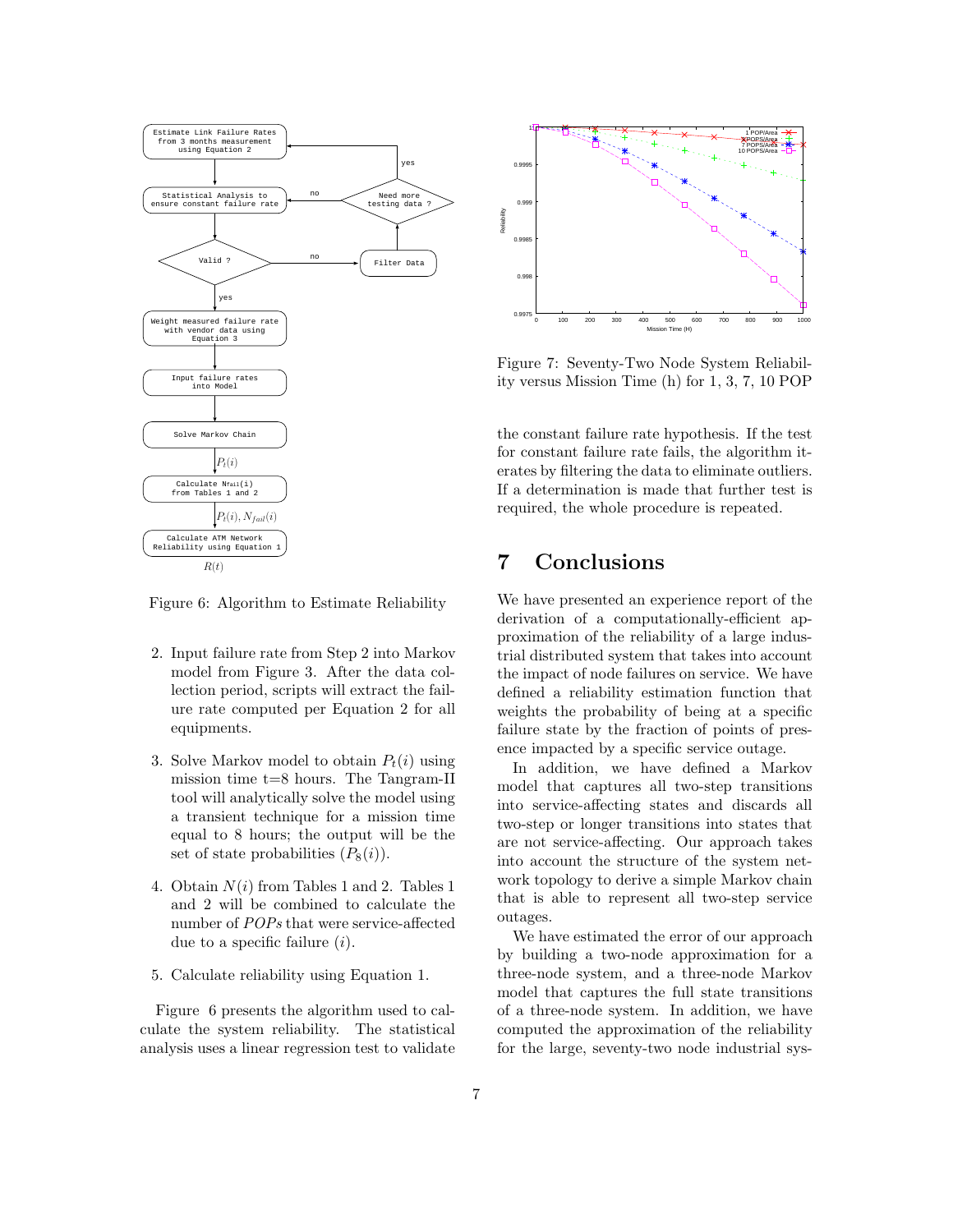Figure 6: Algorithm to Estimate Reliability

2. Input failure rate from Step 2 into Markov model from Figure 3. After the data collection period, scripts will extract the failure rate computed per Equation 2 for all equipments.

3. Solve Markov model to obtain $P_t(i)$ using mission time t=8 hours. The Tangram-II tool will analytically solve the model using a transient technique for a mission time equal to 8 hours; the output will be the set of state probabilities ($P_8(i)$).

4. Obtain $N(i)$ from Tables 1 and 2. Tables 1 and 2 will be combined to calculate the number of *POPs* that were service-affected due to a specific failure ($i$).

5. Calculate reliability using Equation 1.

Figure 6 presents the algorithm used to calculate the system reliability. The statistical analysis uses a linear regression test to validate the constant failure rate hypothesis. If the test for constant failure rate fails, the algorithm iterates by filtering the data to eliminate outliers. If a determination is made that further test is required, the whole procedure is repeated.

Figure 7: Seventy-Two Node System Reliability versus Mission Time (h) for 1, 3, 7, 10 POP

# 7 Conclusions

We have presented an experience report of the derivation of a computationally-efficient approximation of the reliability of a large industrial distributed system that takes into account the impact of node failures on service. We have defined a reliability estimation function that weights the probability of being at a specific failure state by the fraction of points of presence impacted by a specific service outage.

In addition, we have defined a Markov model that captures all two-step transitions into service-affecting states and discards all two-step or longer transitions into states that are not service-affecting. Our approach takes into account the structure of the system network topology to derive a simple Markov chain that is able to represent all two-step service outages.

We have estimated the error of our approach by building a two-node approximation for a three-node system, and a three-node Markov model that captures the full state transitions of a three-node system. In addition, we have computed the approximation of the reliability for the large, seventy-two node industrial sys-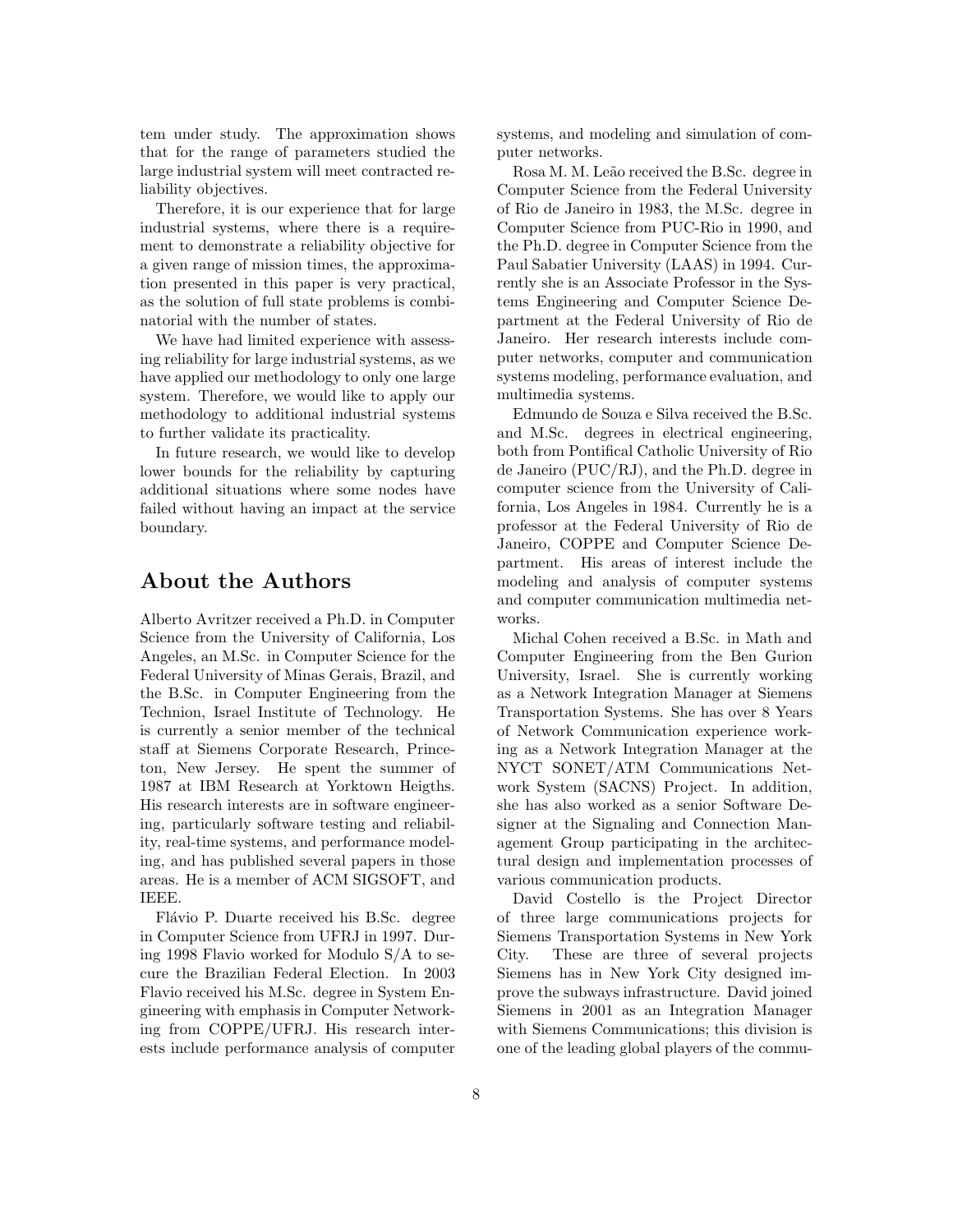tem under study. The approximation shows that for the range of parameters studied the large industrial system will meet contracted reliability objectives.

Therefore, it is our experience that for large industrial systems, where there is a requirement to demonstrate a reliability objective for a given range of mission times, the approximation presented in this paper is very practical, as the solution of full state problems is combinatorial with the number of states.

We have had limited experience with assessing reliability for large industrial systems, as we have applied our methodology to only one large system. Therefore, we would like to apply our methodology to additional industrial systems to further validate its practicality.

In future research, we would like to develop lower bounds for the reliability by capturing additional situations where some nodes have failed without having an impact at the service boundary.

## About the Authors

Alberto Avritzer received a Ph.D. in Computer Science from the University of California, Los Angeles, an M.Sc. in Computer Science for the Federal University of Minas Gerais, Brazil, and the B.Sc. in Computer Engineering from the Technion, Israel Institute of Technology. He is currently a senior member of the technical staff at Siemens Corporate Research, Princeton, New Jersey. He spent the summer of 1987 at IBM Research at Yorktown Heigths. His research interests are in software engineering, particularly software testing and reliability, real-time systems, and performance modeling, and has published several papers in those areas. He is a member of ACM SIGSOFT, and IEEE.

Flávio P. Duarte received his B.Sc. degree in Computer Science from UFRJ in 1997. During 1998 Flavio worked for Modulo S/A to secure the Brazilian Federal Election. In 2003 Flavio received his M.Sc. degree in System Engineering with emphasis in Computer Networking from COPPE/UFRJ. His research interests include performance analysis of computer systems, and modeling and simulation of computer networks.

Rosa M. M. Leão received the B.Sc. degree in Computer Science from the Federal University of Rio de Janeiro in 1983, the M.Sc. degree in Computer Science from PUC-Rio in 1990, and the Ph.D. degree in Computer Science from the Paul Sabatier University (LAAS) in 1994. Currently she is an Associate Professor in the Systems Engineering and Computer Science Department at the Federal University of Rio de Janeiro. Her research interests include computer networks, computer and communication systems modeling, performance evaluation, and multimedia systems.

Edmundo de Souza e Silva received the B.Sc. and M.Sc. degrees in electrical engineering, both from Pontifical Catholic University of Rio de Janeiro (PUC/RJ), and the Ph.D. degree in computer science from the University of California, Los Angeles in 1984. Currently he is a professor at the Federal University of Rio de Janeiro, COPPE and Computer Science Department. His areas of interest include the modeling and analysis of computer systems and computer communication multimedia networks.

Michal Cohen received a B.Sc. in Math and Computer Engineering from the Ben Gurion University, Israel. She is currently working as a Network Integration Manager at Siemens Transportation Systems. She has over 8 Years of Network Communication experience working as a Network Integration Manager at the NYCT SONET/ATM Communications Network System (SACNS) Project. In addition, she has also worked as a senior Software Designer at the Signaling and Connection Management Group participating in the architectural design and implementation processes of various communication products.

David Costello is the Project Director of three large communications projects for Siemens Transportation Systems in New York City. These are three of several projects Siemens has in New York City designed improve the subways infrastructure. David joined Siemens in 2001 as an Integration Manager with Siemens Communications; this division is one of the leading global players of the commu-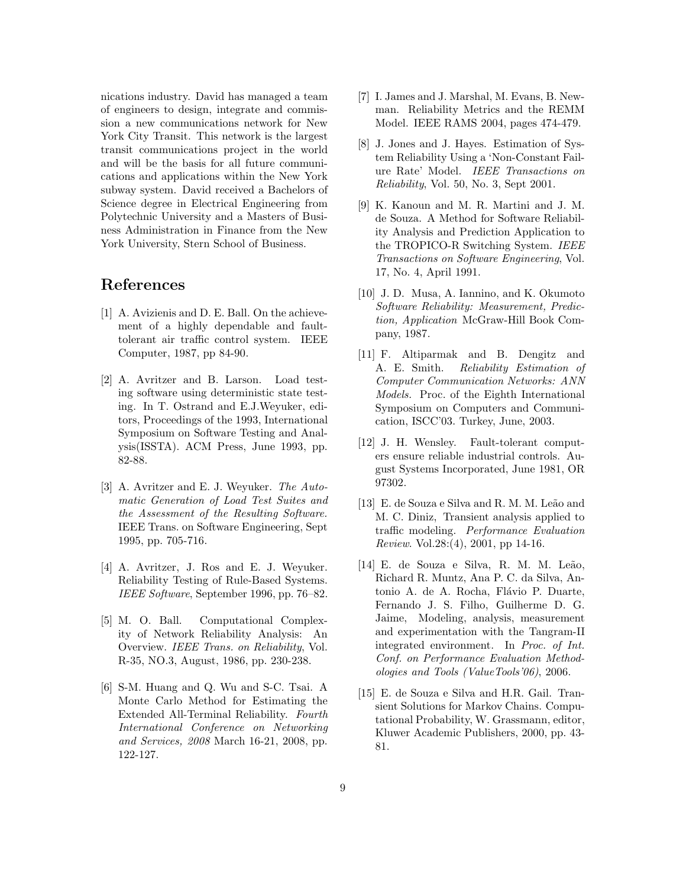nications industry. David has managed a team of engineers to design, integrate and commission a new communications network for New York City Transit. This network is the largest transit communications project in the world and will be the basis for all future communications and applications within the New York subway system. David received a Bachelors of Science degree in Electrical Engineering from Polytechnic University and a Masters of Business Administration in Finance from the New York University, Stern School of Business.

## References

[1] A. Avizienis and D. E. Ball. On the achievement of a highly dependable and fault-tolerant air traffic control system. IEEE Computer, 1987, pp 84-90.

[2] A. Avritzer and B. Larson. Load testing software using deterministic state testing. In T. Ostrand and E.J.Weyuker, editors, Proceedings of the 1993, International Symposium on Software Testing and Analysis(ISSTA). ACM Press, June 1993, pp. 82-88.

[3] A. Avritzer and E. J. Weyuker. *The Automatic Generation of Load Test Suites and the Assessment of the Resulting Software.* IEEE Trans. on Software Engineering, Sept 1995, pp. 705-716.

[4] A. Avritzer, J. Ros and E. J. Weyuker. Reliability Testing of Rule-Based Systems. *IEEE Software*, September 1996, pp. 76–82.

[5] M. O. Ball. Computational Complexity of Network Reliability Analysis: An Overview. *IEEE Trans. on Reliability*, Vol. R-35, NO.3, August, 1986, pp. 230-238.

[6] S-M. Huang and Q. Wu and S-C. Tsai. A Monte Carlo Method for Estimating the Extended All-Terminal Reliability. *Fourth International Conference on Networking and Services, 2008* March 16-21, 2008, pp. 122-127.

[7] I. James and J. Marshal, M. Evans, B. Newman. Reliability Metrics and the REMM Model. IEEE RAMS 2004, pages 474-479.

[8] J. Jones and J. Hayes. Estimation of System Reliability Using a 'Non-Constant Failure Rate' Model. *IEEE Transactions on Reliability*, Vol. 50, No. 3, Sept 2001.

[9] K. Kanoun and M. R. Martini and J. M. de Souza. A Method for Software Reliability Analysis and Prediction Application to the TROPICO-R Switching System. *IEEE Transactions on Software Engineering*, Vol. 17, No. 4, April 1991.

[10] J. D. Musa, A. Iannino, and K. Okumoto *Software Reliability: Measurement, Prediction, Application* McGraw-Hill Book Company, 1987.

[11] F. Altiparmak and B. Dengitz and A. E. Smith. *Reliability Estimation of Computer Communication Networks: ANN Models.* Proc. of the Eighth International Symposium on Computers and Communication, ISCC'03. Turkey, June, 2003.

[12] J. H. Wensley. Fault-tolerant computers ensure reliable industrial controls. August Systems Incorporated, June 1981, OR 97302.

[13] E. de Souza e Silva and R. M. M. Leão and M. C. Diniz, Transient analysis applied to traffic modeling. *Performance Evaluation Review*. Vol.28:(4), 2001, pp 14-16.

[14] E. de Souza e Silva, R. M. M. Leão, Richard R. Muntz, Ana P. C. da Silva, Antonio A. de A. Rocha, Flávio P. Duarte, Fernando J. S. Filho, Guilherme D. G. Jaime, Modeling, analysis, measurement and experimentation with the Tangram-II integrated environment. In *Proc. of Int. Conf. on Performance Evaluation Methodologies and Tools (ValueTools'06)*, 2006.

[15] E. de Souza e Silva and H.R. Gail. Transient Solutions for Markov Chains. Computational Probability, W. Grassmann, editor, Kluwer Academic Publishers, 2000, pp. 43-81.